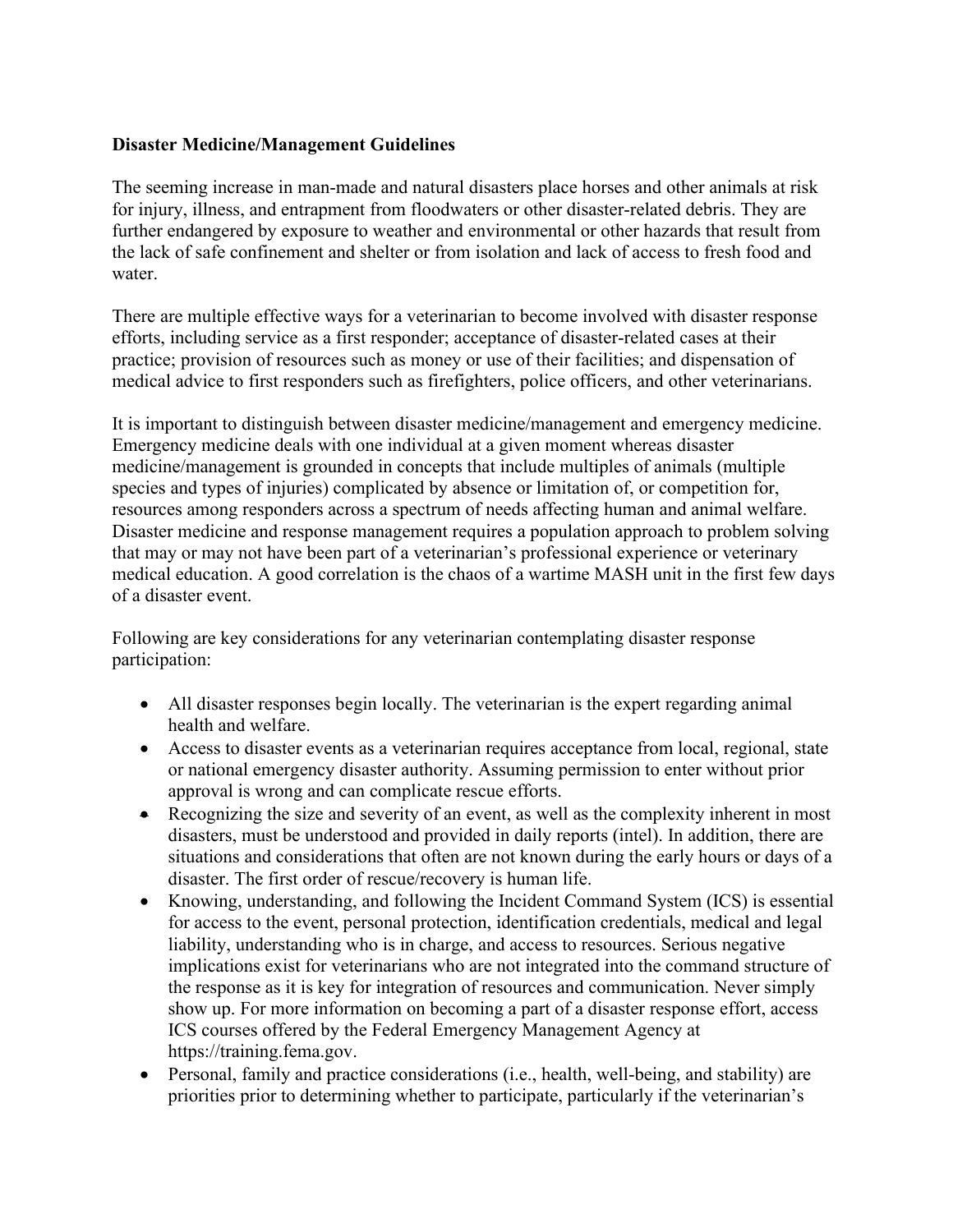**Disaster Medicine/Management Guidelines**

The seeming increase in man-made and natural disasters place horses and other animals at risk for injury, illness, and entrapment from floodwaters or other disaster-related debris. They are further endangered by exposure to weather and environmental or other hazards that result from the lack of safe confinement and shelter or from isolation and lack of access to fresh food and water.

There are multiple effective ways for a veterinarian to become involved with disaster response efforts, including service as a first responder; acceptance of disaster-related cases at their practice; provision of resources such as money or use of their facilities; and dispensation of medical advice to first responders such as firefighters, police officers, and other veterinarians.

It is important to distinguish between disaster medicine/management and emergency medicine. Emergency medicine deals with one individual at a given moment whereas disaster medicine/management is grounded in concepts that include multiples of animals (multiple species and types of injuries) complicated by absence or limitation of, or competition for, resources among responders across a spectrum of needs affecting human and animal welfare. Disaster medicine and response management requires a population approach to problem solving that may or may not have been part of a veterinarian's professional experience or veterinary medical education. A good correlation is the chaos of a wartime MASH unit in the first few days of a disaster event.

Following are key considerations for any veterinarian contemplating disaster response participation:

- All disaster responses begin locally. The veterinarian is the expert regarding animal health and welfare.
- Access to disaster events as a veterinarian requires acceptance from local, regional, state or national emergency disaster authority. Assuming permission to enter without prior approval is wrong and can complicate rescue efforts.
- Recognizing the size and severity of an event, as well as the complexity inherent in most disasters, must be understood and provided in daily reports (intel). In addition, there are situations and considerations that often are not known during the early hours or days of a disaster. The first order of rescue/recovery is human life.
- Knowing, understanding, and following the Incident Command System (ICS) is essential for access to the event, personal protection, identification credentials, medical and legal liability, understanding who is in charge, and access to resources. Serious negative implications exist for veterinarians who are not integrated into the command structure of the response as it is key for integration of resources and communication. Never simply show up. For more information on becoming a part of a disaster response effort, access ICS courses offered by the Federal Emergency Management Agency at https://training.fema.gov.
- Personal, family and practice considerations (i.e., health, well-being, and stability) are priorities prior to determining whether to participate, particularly if the veterinarian's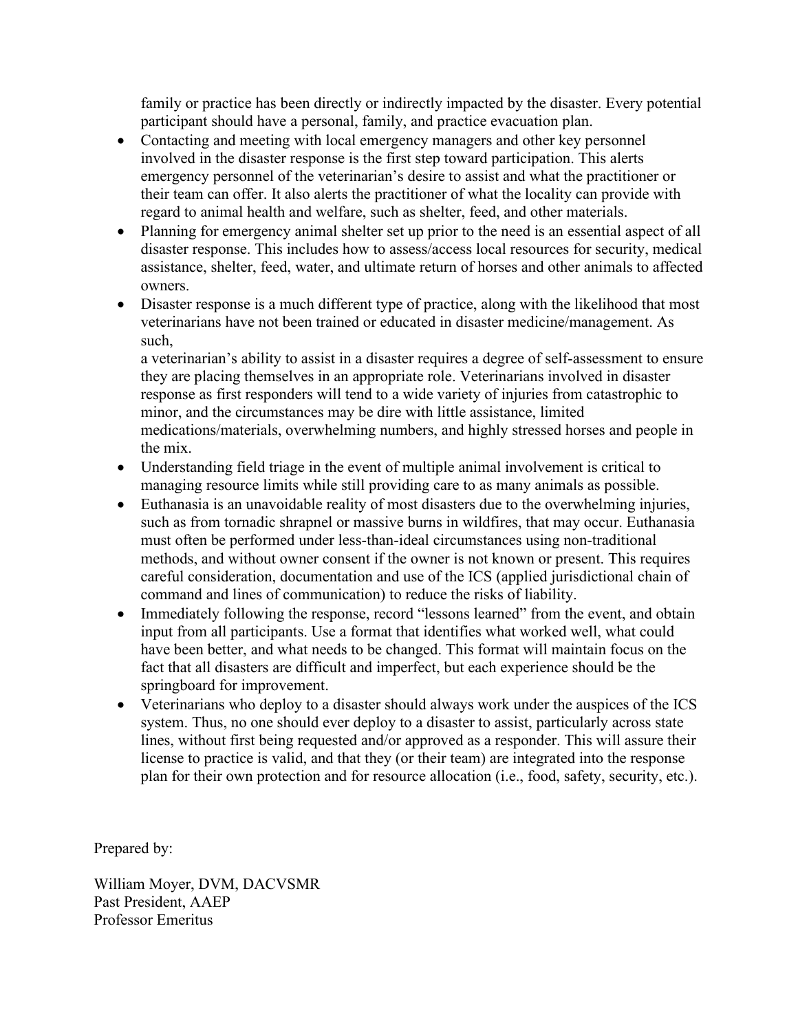family or practice has been directly or indirectly impacted by the disaster. Every potential participant should have a personal, family, and practice evacuation plan.

- Contacting and meeting with local emergency managers and other key personnel involved in the disaster response is the first step toward participation. This alerts emergency personnel of the veterinarian's desire to assist and what the practitioner or their team can offer. It also alerts the practitioner of what the locality can provide with regard to animal health and welfare, such as shelter, feed, and other materials.
- Planning for emergency animal shelter set up prior to the need is an essential aspect of all disaster response. This includes how to assess/access local resources for security, medical assistance, shelter, feed, water, and ultimate return of horses and other animals to affected owners.
- Disaster response is a much different type of practice, along with the likelihood that most veterinarians have not been trained or educated in disaster medicine/management. As such,
  a veterinarian's ability to assist in a disaster requires a degree of self-assessment to ensure they are placing themselves in an appropriate role. Veterinarians involved in disaster response as first responders will tend to a wide variety of injuries from catastrophic to minor, and the circumstances may be dire with little assistance, limited medications/materials, overwhelming numbers, and highly stressed horses and people in the mix.
- Understanding field triage in the event of multiple animal involvement is critical to managing resource limits while still providing care to as many animals as possible.
- Euthanasia is an unavoidable reality of most disasters due to the overwhelming injuries, such as from tornadic shrapnel or massive burns in wildfires, that may occur. Euthanasia must often be performed under less-than-ideal circumstances using non-traditional methods, and without owner consent if the owner is not known or present. This requires careful consideration, documentation and use of the ICS (applied jurisdictional chain of command and lines of communication) to reduce the risks of liability.
- Immediately following the response, record "lessons learned" from the event, and obtain input from all participants. Use a format that identifies what worked well, what could have been better, and what needs to be changed. This format will maintain focus on the fact that all disasters are difficult and imperfect, but each experience should be the springboard for improvement.
- Veterinarians who deploy to a disaster should always work under the auspices of the ICS system. Thus, no one should ever deploy to a disaster to assist, particularly across state lines, without first being requested and/or approved as a responder. This will assure their license to practice is valid, and that they (or their team) are integrated into the response plan for their own protection and for resource allocation (i.e., food, safety, security, etc.).

Prepared by:

William Moyer, DVM, DACVSMR
Past President, AAEP
Professor Emeritus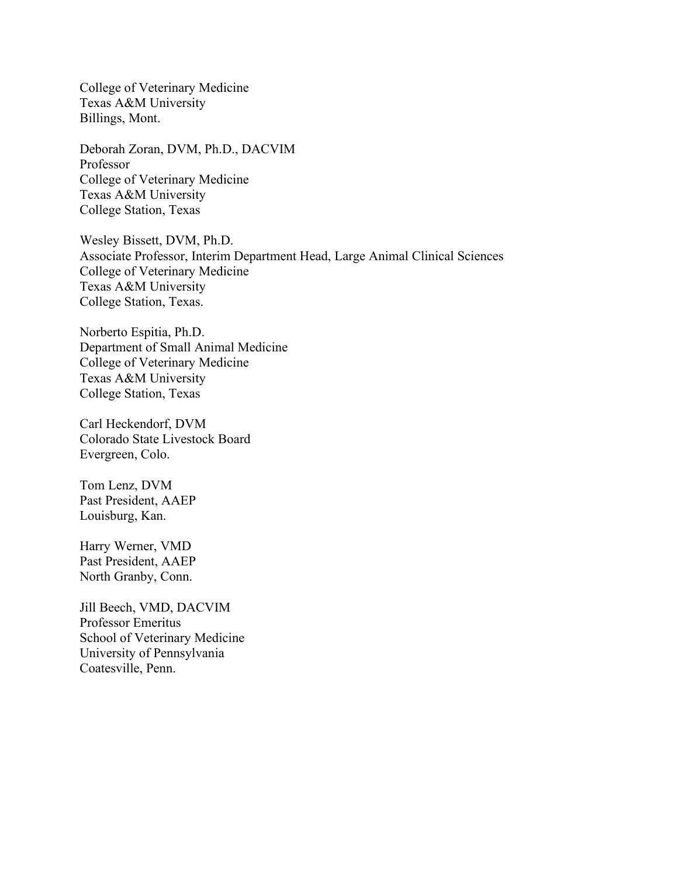College of Veterinary Medicine
Texas A&M University
Billings, Mont.

Deborah Zoran, DVM, Ph.D., DACVIM
Professor
College of Veterinary Medicine
Texas A&M University
College Station, Texas

Wesley Bissett, DVM, Ph.D.
Associate Professor, Interim Department Head, Large Animal Clinical Sciences
College of Veterinary Medicine
Texas A&M University
College Station, Texas.

Norberto Espitia, Ph.D.
Department of Small Animal Medicine
College of Veterinary Medicine
Texas A&M University
College Station, Texas

Carl Heckendorf, DVM
Colorado State Livestock Board
Evergreen, Colo.

Tom Lenz, DVM
Past President, AAEP
Louisburg, Kan.

Harry Werner, VMD
Past President, AAEP
North Granby, Conn.

Jill Beech, VMD, DACVIM
Professor Emeritus
School of Veterinary Medicine
University of Pennsylvania
Coatesville, Penn.